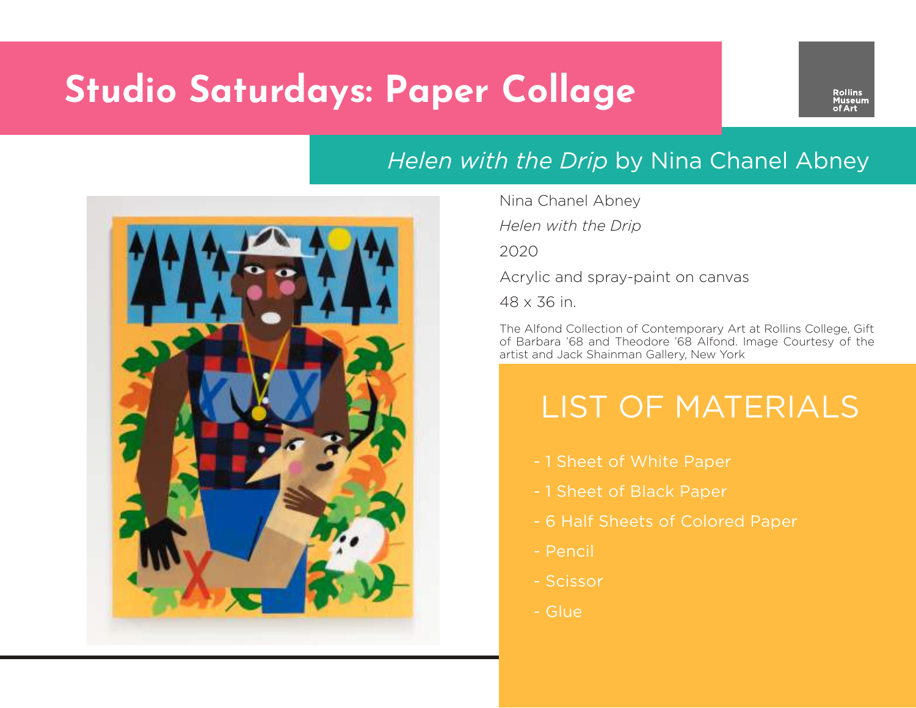# Studio Saturdays: Paper Collage

Rollins Museum of Art

## *Helen with the Drip* by Nina Chanel Abney

Nina Chanel Abney

*Helen with the Drip*

2020

Acrylic and spray-paint on canvas

48 x 36 in.

The Alfond Collection of Contemporary Art at Rollins College, Gift of Barbara '68 and Theodore '68 Alfond. Image Courtesy of the artist and Jack Shainman Gallery, New York

## LIST OF MATERIALS

- 1 Sheet of White Paper
- 1 Sheet of Black Paper
- 6 Half Sheets of Colored Paper
- Pencil
- Scissor
- Glue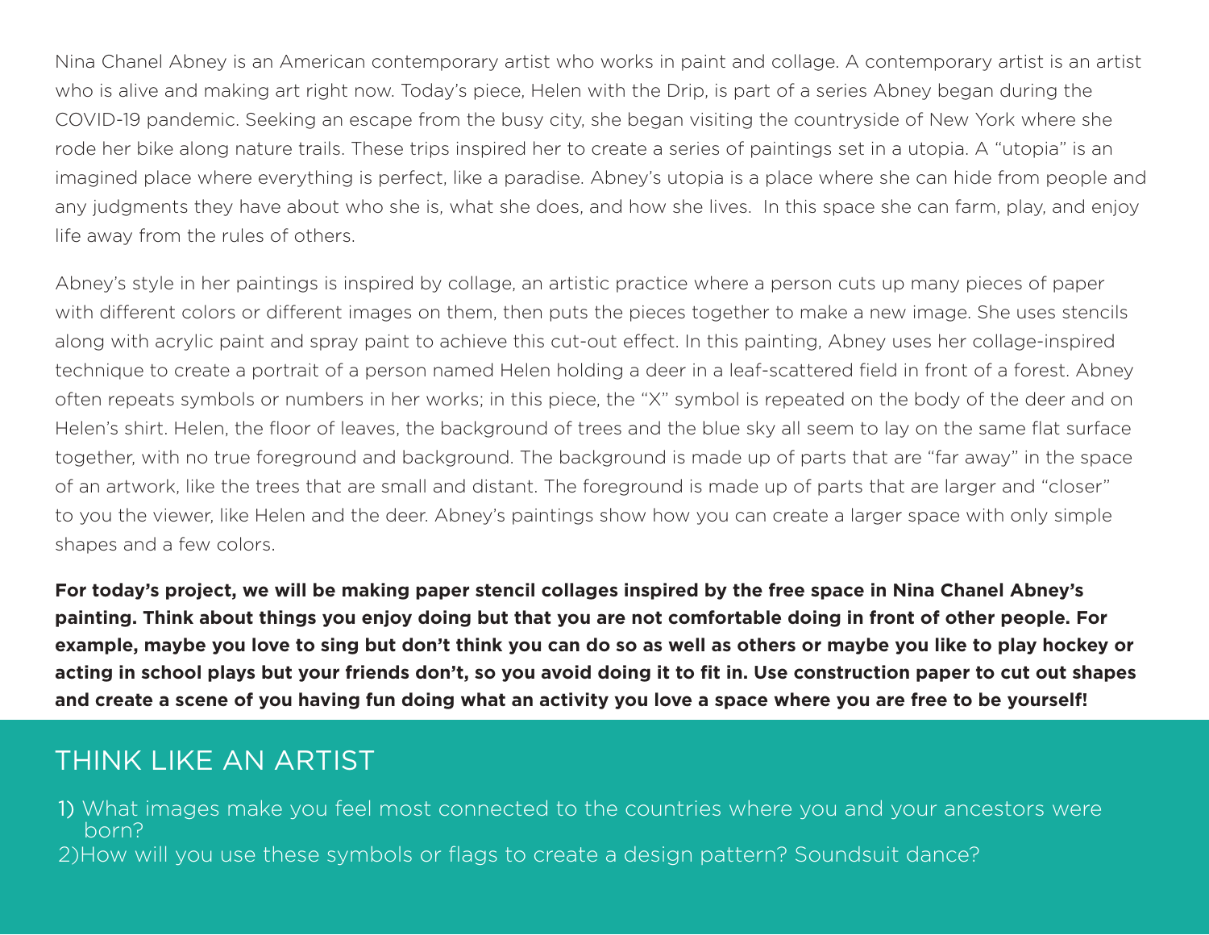Nina Chanel Abney is an American contemporary artist who works in paint and collage. A contemporary artist is an artist who is alive and making art right now. Today's piece, Helen with the Drip, is part of a series Abney began during the COVID-19 pandemic. Seeking an escape from the busy city, she began visiting the countryside of New York where she rode her bike along nature trails. These trips inspired her to create a series of paintings set in a utopia. A "utopia" is an imagined place where everything is perfect, like a paradise. Abney's utopia is a place where she can hide from people and any judgments they have about who she is, what she does, and how she lives.  In this space she can farm, play, and enjoy life away from the rules of others.

Abney's style in her paintings is inspired by collage, an artistic practice where a person cuts up many pieces of paper with different colors or different images on them, then puts the pieces together to make a new image. She uses stencils along with acrylic paint and spray paint to achieve this cut-out effect. In this painting, Abney uses her collage-inspired technique to create a portrait of a person named Helen holding a deer in a leaf-scattered field in front of a forest. Abney often repeats symbols or numbers in her works; in this piece, the "X" symbol is repeated on the body of the deer and on Helen's shirt. Helen, the floor of leaves, the background of trees and the blue sky all seem to lay on the same flat surface together, with no true foreground and background. The background is made up of parts that are "far away" in the space of an artwork, like the trees that are small and distant. The foreground is made up of parts that are larger and "closer" to you the viewer, like Helen and the deer. Abney's paintings show how you can create a larger space with only simple shapes and a few colors.

**For today's project, we will be making paper stencil collages inspired by the free space in Nina Chanel Abney's painting. Think about things you enjoy doing but that you are not comfortable doing in front of other people. For example, maybe you love to sing but don't think you can do so as well as others or maybe you like to play hockey or acting in school plays but your friends don't, so you avoid doing it to fit in. Use construction paper to cut out shapes and create a scene of you having fun doing what an activity you love a space where you are free to be yourself!**

## THINK LIKE AN ARTIST

1) What images make you feel most connected to the countries where you and your ancestors were born?
2) How will you use these symbols or flags to create a design pattern? Soundsuit dance?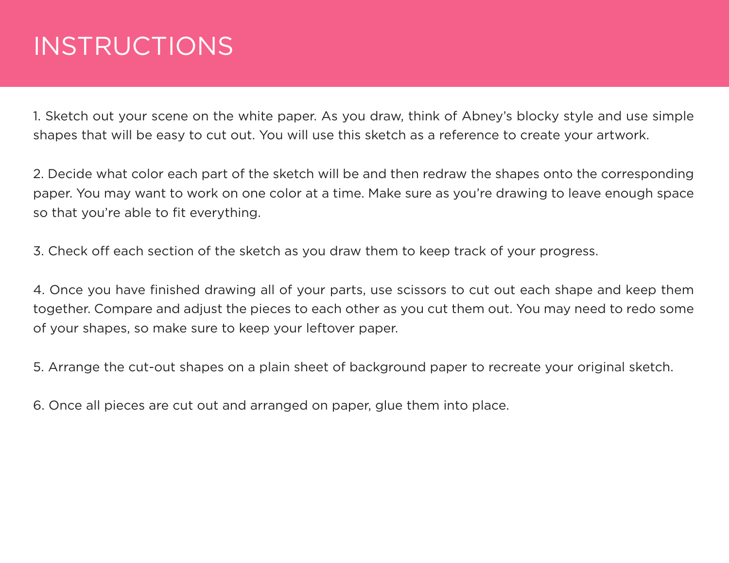# INSTRUCTIONS

1. Sketch out your scene on the white paper. As you draw, think of Abney's blocky style and use simple shapes that will be easy to cut out. You will use this sketch as a reference to create your artwork.

2. Decide what color each part of the sketch will be and then redraw the shapes onto the corresponding paper. You may want to work on one color at a time. Make sure as you're drawing to leave enough space so that you're able to fit everything.

3. Check off each section of the sketch as you draw them to keep track of your progress.

4. Once you have finished drawing all of your parts, use scissors to cut out each shape and keep them together. Compare and adjust the pieces to each other as you cut them out. You may need to redo some of your shapes, so make sure to keep your leftover paper.

5. Arrange the cut-out shapes on a plain sheet of background paper to recreate your original sketch.

6. Once all pieces are cut out and arranged on paper, glue them into place.